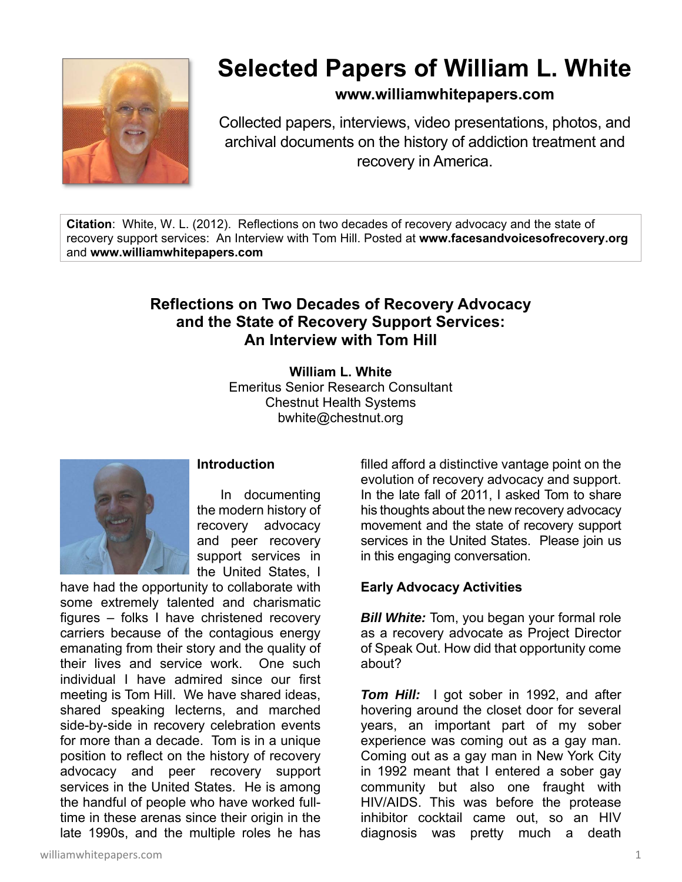# Selected Papers of William L. White

**www.williamwhitepapers.com**

Collected papers, interviews, video presentations, photos, and archival documents on the history of addiction treatment and recovery in America.

**Citation**: White, W. L. (2012). Reflections on two decades of recovery advocacy and the state of recovery support services: An Interview with Tom Hill. Posted at **www.facesandvoicesofrecovery.org** and **www.williamwhitepapers.com**

## Reflections on Two Decades of Recovery Advocacy and the State of Recovery Support Services: An Interview with Tom Hill

**William L. White**
Emeritus Senior Research Consultant
Chestnut Health Systems
bwhite@chestnut.org

### Introduction

In documenting the modern history of recovery advocacy and peer recovery support services in the United States, I have had the opportunity to collaborate with some extremely talented and charismatic figures – folks I have christened recovery carriers because of the contagious energy emanating from their story and the quality of their lives and service work. One such individual I have admired since our first meeting is Tom Hill. We have shared ideas, shared speaking lecterns, and marched side-by-side in recovery celebration events for more than a decade. Tom is in a unique position to reflect on the history of recovery advocacy and peer recovery support services in the United States. He is among the handful of people who have worked full-time in these arenas since their origin in the late 1990s, and the multiple roles he has filled afford a distinctive vantage point on the evolution of recovery advocacy and support. In the late fall of 2011, I asked Tom to share his thoughts about the new recovery advocacy movement and the state of recovery support services in the United States. Please join us in this engaging conversation.

### Early Advocacy Activities

***Bill White:*** Tom, you began your formal role as a recovery advocate as Project Director of Speak Out. How did that opportunity come about?

***Tom Hill:*** I got sober in 1992, and after hovering around the closet door for several years, an important part of my sober experience was coming out as a gay man. Coming out as a gay man in New York City in 1992 meant that I entered a sober gay community but also one fraught with HIV/AIDS. This was before the protease inhibitor cocktail came out, so an HIV diagnosis was pretty much a death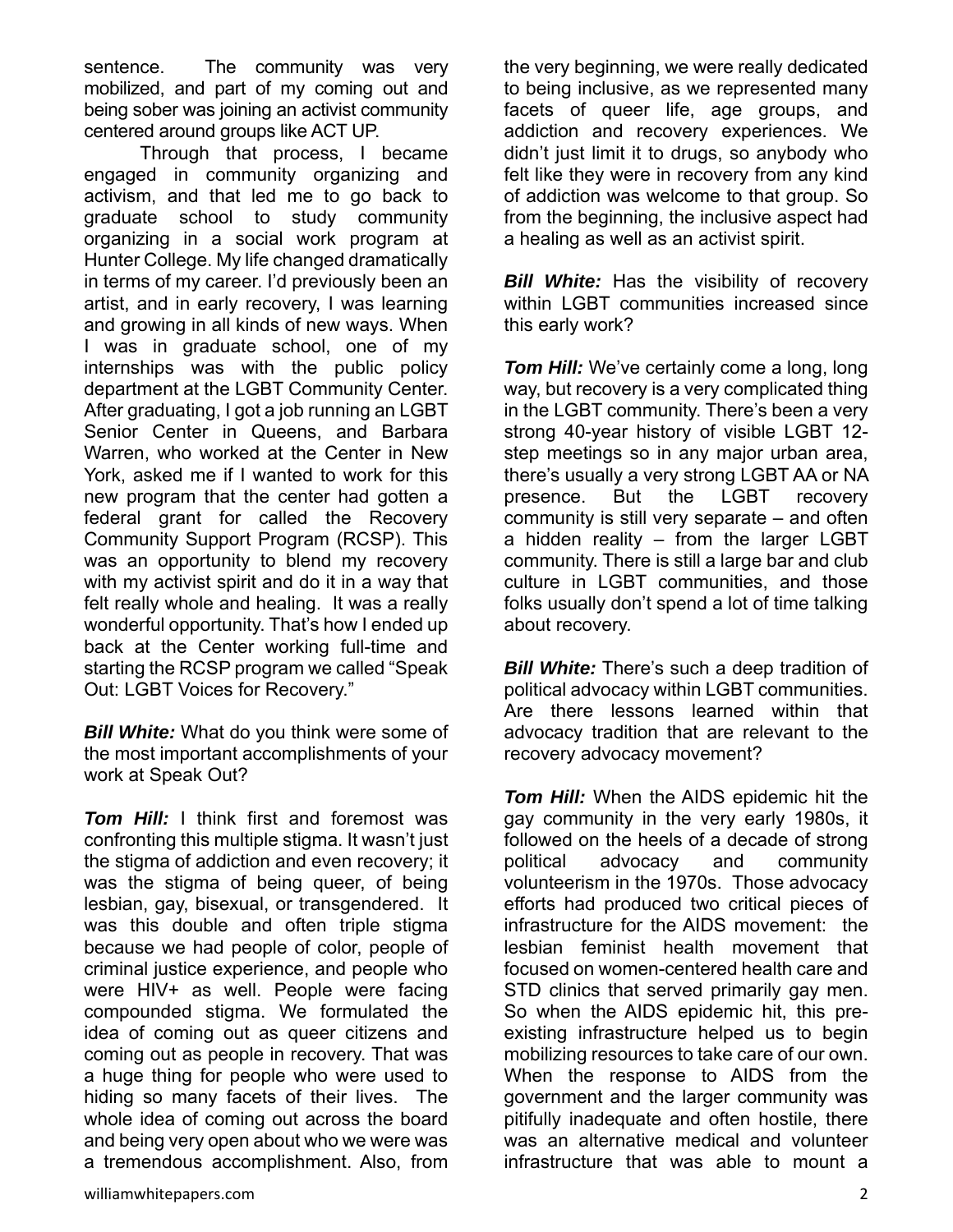sentence. The community was very mobilized, and part of my coming out and being sober was joining an activist community centered around groups like ACT UP.

Through that process, I became engaged in community organizing and activism, and that led me to go back to graduate school to study community organizing in a social work program at Hunter College. My life changed dramatically in terms of my career. I'd previously been an artist, and in early recovery, I was learning and growing in all kinds of new ways. When I was in graduate school, one of my internships was with the public policy department at the LGBT Community Center. After graduating, I got a job running an LGBT Senior Center in Queens, and Barbara Warren, who worked at the Center in New York, asked me if I wanted to work for this new program that the center had gotten a federal grant for called the Recovery Community Support Program (RCSP). This was an opportunity to blend my recovery with my activist spirit and do it in a way that felt really whole and healing. It was a really wonderful opportunity. That's how I ended up back at the Center working full-time and starting the RCSP program we called "Speak Out: LGBT Voices for Recovery."

***Bill White:*** What do you think were some of the most important accomplishments of your work at Speak Out?

***Tom Hill:*** I think first and foremost was confronting this multiple stigma. It wasn't just the stigma of addiction and even recovery; it was the stigma of being queer, of being lesbian, gay, bisexual, or transgendered. It was this double and often triple stigma because we had people of color, people of criminal justice experience, and people who were HIV+ as well. People were facing compounded stigma. We formulated the idea of coming out as queer citizens and coming out as people in recovery. That was a huge thing for people who were used to hiding so many facets of their lives. The whole idea of coming out across the board and being very open about who we were was a tremendous accomplishment. Also, from the very beginning, we were really dedicated to being inclusive, as we represented many facets of queer life, age groups, and addiction and recovery experiences. We didn't just limit it to drugs, so anybody who felt like they were in recovery from any kind of addiction was welcome to that group. So from the beginning, the inclusive aspect had a healing as well as an activist spirit.

***Bill White:*** Has the visibility of recovery within LGBT communities increased since this early work?

***Tom Hill:*** We've certainly come a long, long way, but recovery is a very complicated thing in the LGBT community. There's been a very strong 40-year history of visible LGBT 12-step meetings so in any major urban area, there's usually a very strong LGBT AA or NA presence. But the LGBT recovery community is still very separate – and often a hidden reality – from the larger LGBT community. There is still a large bar and club culture in LGBT communities, and those folks usually don't spend a lot of time talking about recovery.

***Bill White:*** There's such a deep tradition of political advocacy within LGBT communities. Are there lessons learned within that advocacy tradition that are relevant to the recovery advocacy movement?

***Tom Hill:*** When the AIDS epidemic hit the gay community in the very early 1980s, it followed on the heels of a decade of strong political advocacy and community volunteerism in the 1970s. Those advocacy efforts had produced two critical pieces of infrastructure for the AIDS movement: the lesbian feminist health movement that focused on women-centered health care and STD clinics that served primarily gay men. So when the AIDS epidemic hit, this pre-existing infrastructure helped us to begin mobilizing resources to take care of our own. When the response to AIDS from the government and the larger community was pitifully inadequate and often hostile, there was an alternative medical and volunteer infrastructure that was able to mount a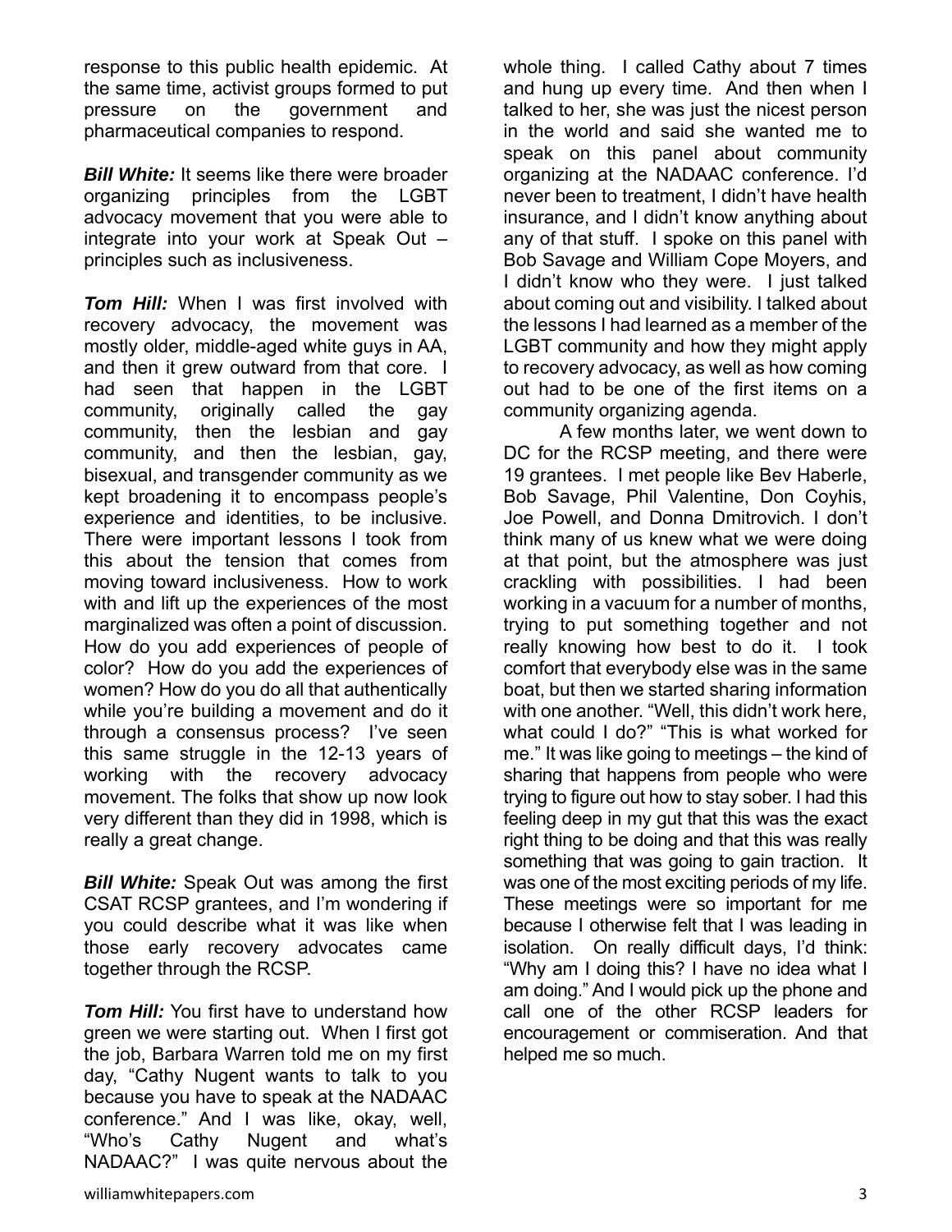response to this public health epidemic. At the same time, activist groups formed to put pressure on the government and pharmaceutical companies to respond.

***Bill White:*** It seems like there were broader organizing principles from the LGBT advocacy movement that you were able to integrate into your work at Speak Out – principles such as inclusiveness.

***Tom Hill:*** When I was first involved with recovery advocacy, the movement was mostly older, middle-aged white guys in AA, and then it grew outward from that core. I had seen that happen in the LGBT community, originally called the gay community, then the lesbian and gay community, and then the lesbian, gay, bisexual, and transgender community as we kept broadening it to encompass people's experience and identities, to be inclusive. There were important lessons I took from this about the tension that comes from moving toward inclusiveness. How to work with and lift up the experiences of the most marginalized was often a point of discussion. How do you add experiences of people of color? How do you add the experiences of women? How do you do all that authentically while you're building a movement and do it through a consensus process? I've seen this same struggle in the 12-13 years of working with the recovery advocacy movement. The folks that show up now look very different than they did in 1998, which is really a great change.

***Bill White:*** Speak Out was among the first CSAT RCSP grantees, and I'm wondering if you could describe what it was like when those early recovery advocates came together through the RCSP.

***Tom Hill:*** You first have to understand how green we were starting out. When I first got the job, Barbara Warren told me on my first day, "Cathy Nugent wants to talk to you because you have to speak at the NADAAC conference." And I was like, okay, well, "Who's Cathy Nugent and what's NADAAC?" I was quite nervous about the whole thing. I called Cathy about 7 times and hung up every time. And then when I talked to her, she was just the nicest person in the world and said she wanted me to speak on this panel about community organizing at the NADAAC conference. I'd never been to treatment, I didn't have health insurance, and I didn't know anything about any of that stuff. I spoke on this panel with Bob Savage and William Cope Moyers, and I didn't know who they were. I just talked about coming out and visibility. I talked about the lessons I had learned as a member of the LGBT community and how they might apply to recovery advocacy, as well as how coming out had to be one of the first items on a community organizing agenda.

A few months later, we went down to DC for the RCSP meeting, and there were 19 grantees. I met people like Bev Haberle, Bob Savage, Phil Valentine, Don Coyhis, Joe Powell, and Donna Dmitrovich. I don't think many of us knew what we were doing at that point, but the atmosphere was just crackling with possibilities. I had been working in a vacuum for a number of months, trying to put something together and not really knowing how best to do it. I took comfort that everybody else was in the same boat, but then we started sharing information with one another. "Well, this didn't work here, what could I do?" "This is what worked for me." It was like going to meetings – the kind of sharing that happens from people who were trying to figure out how to stay sober. I had this feeling deep in my gut that this was the exact right thing to be doing and that this was really something that was going to gain traction. It was one of the most exciting periods of my life. These meetings were so important for me because I otherwise felt that I was leading in isolation. On really difficult days, I'd think: "Why am I doing this? I have no idea what I am doing." And I would pick up the phone and call one of the other RCSP leaders for encouragement or commiseration. And that helped me so much.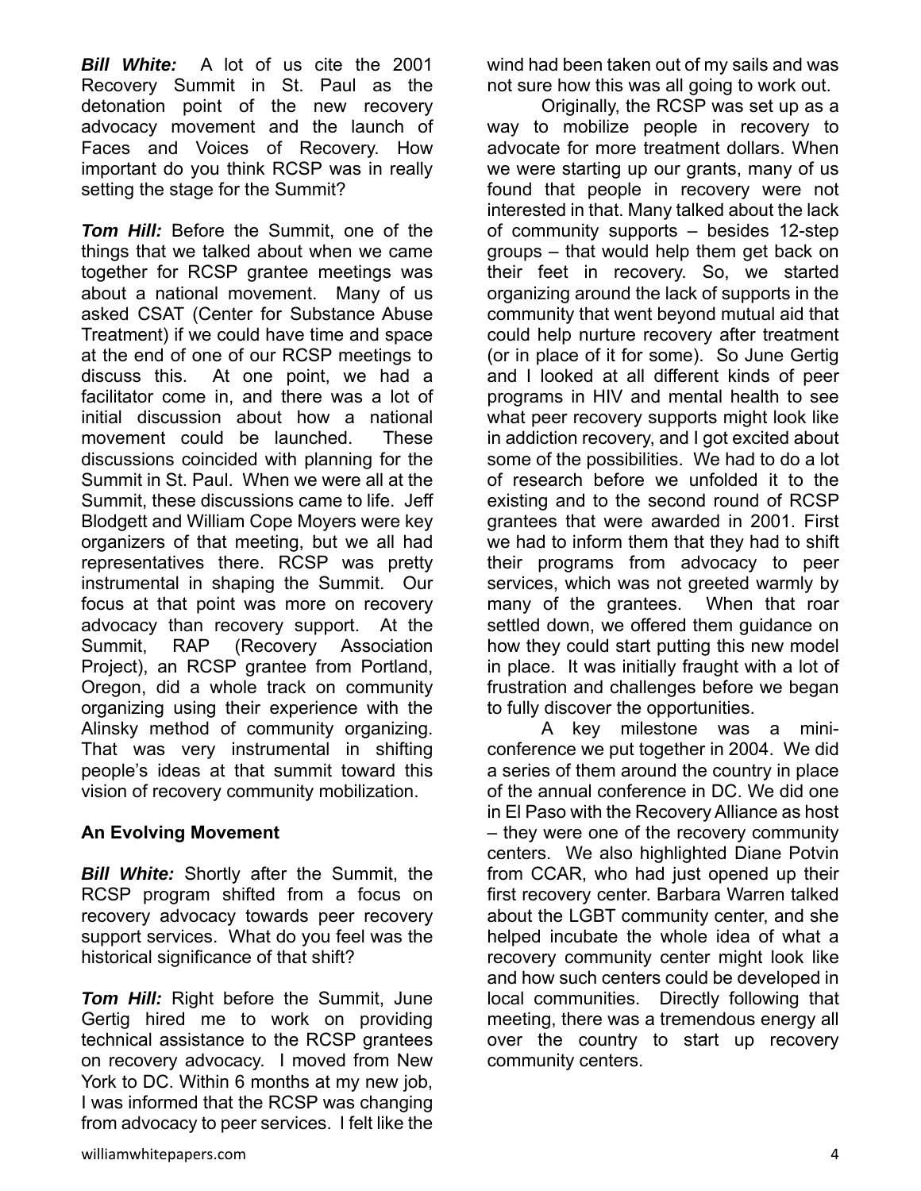***Bill White:*** A lot of us cite the 2001 Recovery Summit in St. Paul as the detonation point of the new recovery advocacy movement and the launch of Faces and Voices of Recovery. How important do you think RCSP was in really setting the stage for the Summit?

***Tom Hill:*** Before the Summit, one of the things that we talked about when we came together for RCSP grantee meetings was about a national movement. Many of us asked CSAT (Center for Substance Abuse Treatment) if we could have time and space at the end of one of our RCSP meetings to discuss this. At one point, we had a facilitator come in, and there was a lot of initial discussion about how a national movement could be launched. These discussions coincided with planning for the Summit in St. Paul. When we were all at the Summit, these discussions came to life. Jeff Blodgett and William Cope Moyers were key organizers of that meeting, but we all had representatives there. RCSP was pretty instrumental in shaping the Summit. Our focus at that point was more on recovery advocacy than recovery support. At the Summit, RAP (Recovery Association Project), an RCSP grantee from Portland, Oregon, did a whole track on community organizing using their experience with the Alinsky method of community organizing. That was very instrumental in shifting people's ideas at that summit toward this vision of recovery community mobilization.

## An Evolving Movement

***Bill White:*** Shortly after the Summit, the RCSP program shifted from a focus on recovery advocacy towards peer recovery support services. What do you feel was the historical significance of that shift?

***Tom Hill:*** Right before the Summit, June Gertig hired me to work on providing technical assistance to the RCSP grantees on recovery advocacy. I moved from New York to DC. Within 6 months at my new job, I was informed that the RCSP was changing from advocacy to peer services. I felt like the wind had been taken out of my sails and was not sure how this was all going to work out.

Originally, the RCSP was set up as a way to mobilize people in recovery to advocate for more treatment dollars. When we were starting up our grants, many of us found that people in recovery were not interested in that. Many talked about the lack of community supports – besides 12-step groups – that would help them get back on their feet in recovery. So, we started organizing around the lack of supports in the community that went beyond mutual aid that could help nurture recovery after treatment (or in place of it for some). So June Gertig and I looked at all different kinds of peer programs in HIV and mental health to see what peer recovery supports might look like in addiction recovery, and I got excited about some of the possibilities. We had to do a lot of research before we unfolded it to the existing and to the second round of RCSP grantees that were awarded in 2001. First we had to inform them that they had to shift their programs from advocacy to peer services, which was not greeted warmly by many of the grantees. When that roar settled down, we offered them guidance on how they could start putting this new model in place. It was initially fraught with a lot of frustration and challenges before we began to fully discover the opportunities.

A key milestone was a mini-conference we put together in 2004. We did a series of them around the country in place of the annual conference in DC. We did one in El Paso with the Recovery Alliance as host – they were one of the recovery community centers. We also highlighted Diane Potvin from CCAR, who had just opened up their first recovery center. Barbara Warren talked about the LGBT community center, and she helped incubate the whole idea of what a recovery community center might look like and how such centers could be developed in local communities. Directly following that meeting, there was a tremendous energy all over the country to start up recovery community centers.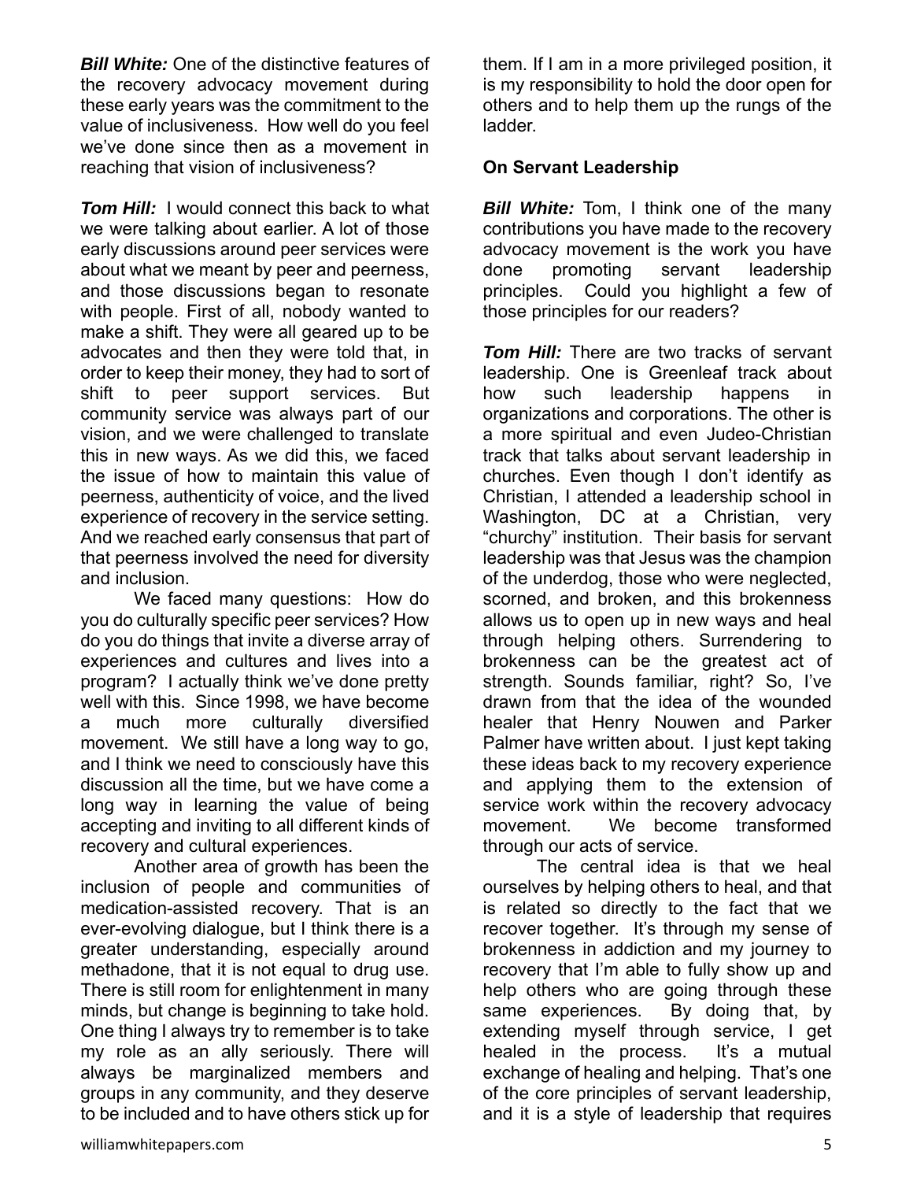***Bill White:*** One of the distinctive features of the recovery advocacy movement during these early years was the commitment to the value of inclusiveness. How well do you feel we've done since then as a movement in reaching that vision of inclusiveness?

***Tom Hill:*** I would connect this back to what we were talking about earlier. A lot of those early discussions around peer services were about what we meant by peer and peerness, and those discussions began to resonate with people. First of all, nobody wanted to make a shift. They were all geared up to be advocates and then they were told that, in order to keep their money, they had to sort of shift to peer support services. But community service was always part of our vision, and we were challenged to translate this in new ways. As we did this, we faced the issue of how to maintain this value of peerness, authenticity of voice, and the lived experience of recovery in the service setting. And we reached early consensus that part of that peerness involved the need for diversity and inclusion.

We faced many questions: How do you do culturally specific peer services? How do you do things that invite a diverse array of experiences and cultures and lives into a program? I actually think we've done pretty well with this. Since 1998, we have become a much more culturally diversified movement. We still have a long way to go, and I think we need to consciously have this discussion all the time, but we have come a long way in learning the value of being accepting and inviting to all different kinds of recovery and cultural experiences.

Another area of growth has been the inclusion of people and communities of medication-assisted recovery. That is an ever-evolving dialogue, but I think there is a greater understanding, especially around methadone, that it is not equal to drug use. There is still room for enlightenment in many minds, but change is beginning to take hold. One thing I always try to remember is to take my role as an ally seriously. There will always be marginalized members and groups in any community, and they deserve to be included and to have others stick up for them. If I am in a more privileged position, it is my responsibility to hold the door open for others and to help them up the rungs of the ladder.

**On Servant Leadership**

***Bill White:*** Tom, I think one of the many contributions you have made to the recovery advocacy movement is the work you have done promoting servant leadership principles. Could you highlight a few of those principles for our readers?

***Tom Hill:*** There are two tracks of servant leadership. One is Greenleaf track about how such leadership happens in organizations and corporations. The other is a more spiritual and even Judeo-Christian track that talks about servant leadership in churches. Even though I don't identify as Christian, I attended a leadership school in Washington, DC at a Christian, very "churchy" institution. Their basis for servant leadership was that Jesus was the champion of the underdog, those who were neglected, scorned, and broken, and this brokenness allows us to open up in new ways and heal through helping others. Surrendering to brokenness can be the greatest act of strength. Sounds familiar, right? So, I've drawn from that the idea of the wounded healer that Henry Nouwen and Parker Palmer have written about. I just kept taking these ideas back to my recovery experience and applying them to the extension of service work within the recovery advocacy movement. We become transformed through our acts of service.

The central idea is that we heal ourselves by helping others to heal, and that is related so directly to the fact that we recover together. It's through my sense of brokenness in addiction and my journey to recovery that I'm able to fully show up and help others who are going through these same experiences. By doing that, by extending myself through service, I get healed in the process. It's a mutual exchange of healing and helping. That's one of the core principles of servant leadership, and it is a style of leadership that requires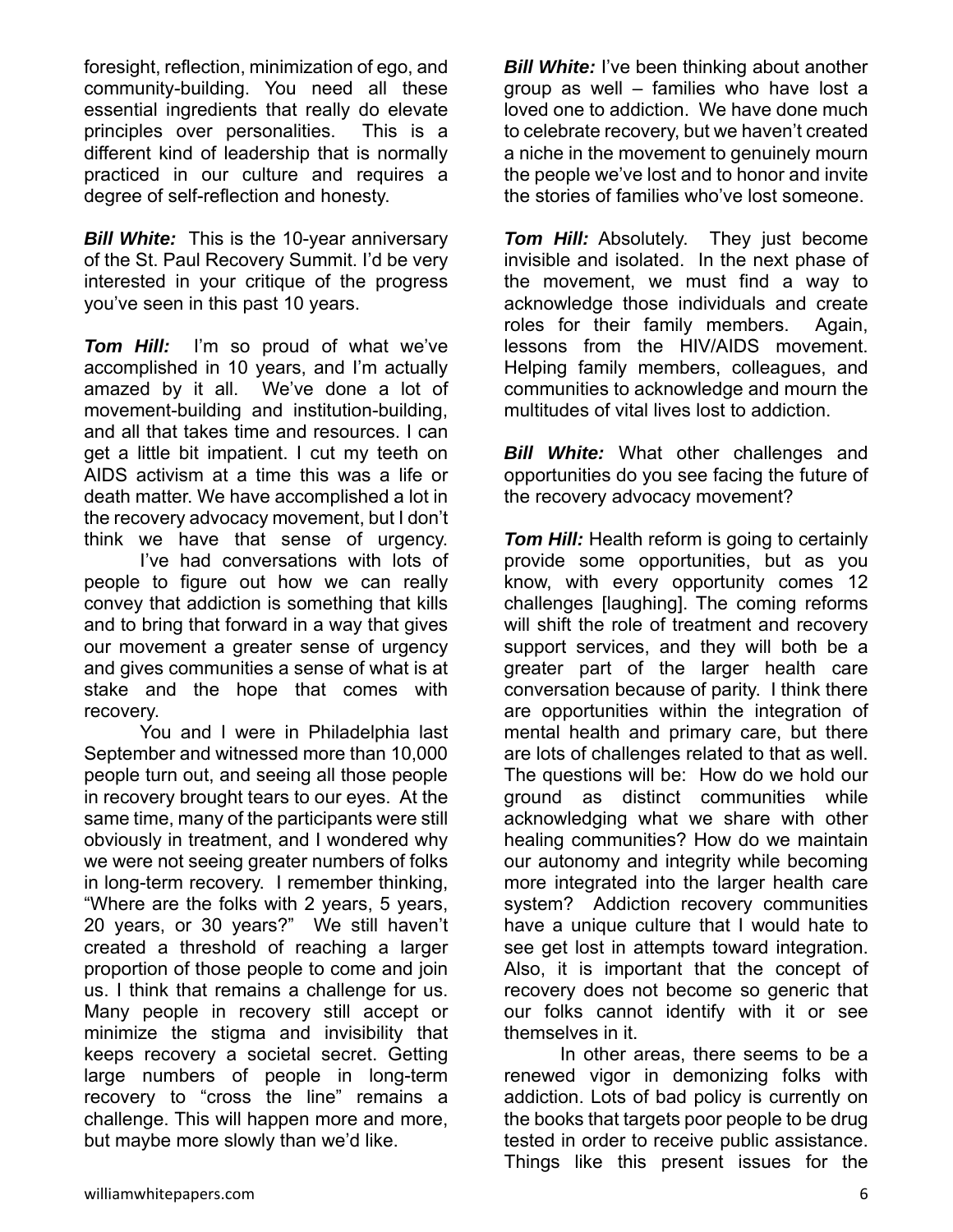foresight, reflection, minimization of ego, and community-building. You need all these essential ingredients that really do elevate principles over personalities. This is a different kind of leadership that is normally practiced in our culture and requires a degree of self-reflection and honesty.

***Bill White:*** This is the 10-year anniversary of the St. Paul Recovery Summit. I'd be very interested in your critique of the progress you've seen in this past 10 years.

***Tom Hill:*** I'm so proud of what we've accomplished in 10 years, and I'm actually amazed by it all. We've done a lot of movement-building and institution-building, and all that takes time and resources. I can get a little bit impatient. I cut my teeth on AIDS activism at a time this was a life or death matter. We have accomplished a lot in the recovery advocacy movement, but I don't think we have that sense of urgency.

I've had conversations with lots of people to figure out how we can really convey that addiction is something that kills and to bring that forward in a way that gives our movement a greater sense of urgency and gives communities a sense of what is at stake and the hope that comes with recovery.

You and I were in Philadelphia last September and witnessed more than 10,000 people turn out, and seeing all those people in recovery brought tears to our eyes. At the same time, many of the participants were still obviously in treatment, and I wondered why we were not seeing greater numbers of folks in long-term recovery. I remember thinking, "Where are the folks with 2 years, 5 years, 20 years, or 30 years?" We still haven't created a threshold of reaching a larger proportion of those people to come and join us. I think that remains a challenge for us. Many people in recovery still accept or minimize the stigma and invisibility that keeps recovery a societal secret. Getting large numbers of people in long-term recovery to "cross the line" remains a challenge. This will happen more and more, but maybe more slowly than we'd like.

***Bill White:*** I've been thinking about another group as well – families who have lost a loved one to addiction. We have done much to celebrate recovery, but we haven't created a niche in the movement to genuinely mourn the people we've lost and to honor and invite the stories of families who've lost someone.

***Tom Hill:*** Absolutely. They just become invisible and isolated. In the next phase of the movement, we must find a way to acknowledge those individuals and create roles for their family members. Again, lessons from the HIV/AIDS movement. Helping family members, colleagues, and communities to acknowledge and mourn the multitudes of vital lives lost to addiction.

***Bill White:*** What other challenges and opportunities do you see facing the future of the recovery advocacy movement?

***Tom Hill:*** Health reform is going to certainly provide some opportunities, but as you know, with every opportunity comes 12 challenges [laughing]. The coming reforms will shift the role of treatment and recovery support services, and they will both be a greater part of the larger health care conversation because of parity. I think there are opportunities within the integration of mental health and primary care, but there are lots of challenges related to that as well. The questions will be: How do we hold our ground as distinct communities while acknowledging what we share with other healing communities? How do we maintain our autonomy and integrity while becoming more integrated into the larger health care system? Addiction recovery communities have a unique culture that I would hate to see get lost in attempts toward integration. Also, it is important that the concept of recovery does not become so generic that our folks cannot identify with it or see themselves in it.

In other areas, there seems to be a renewed vigor in demonizing folks with addiction. Lots of bad policy is currently on the books that targets poor people to be drug tested in order to receive public assistance. Things like this present issues for the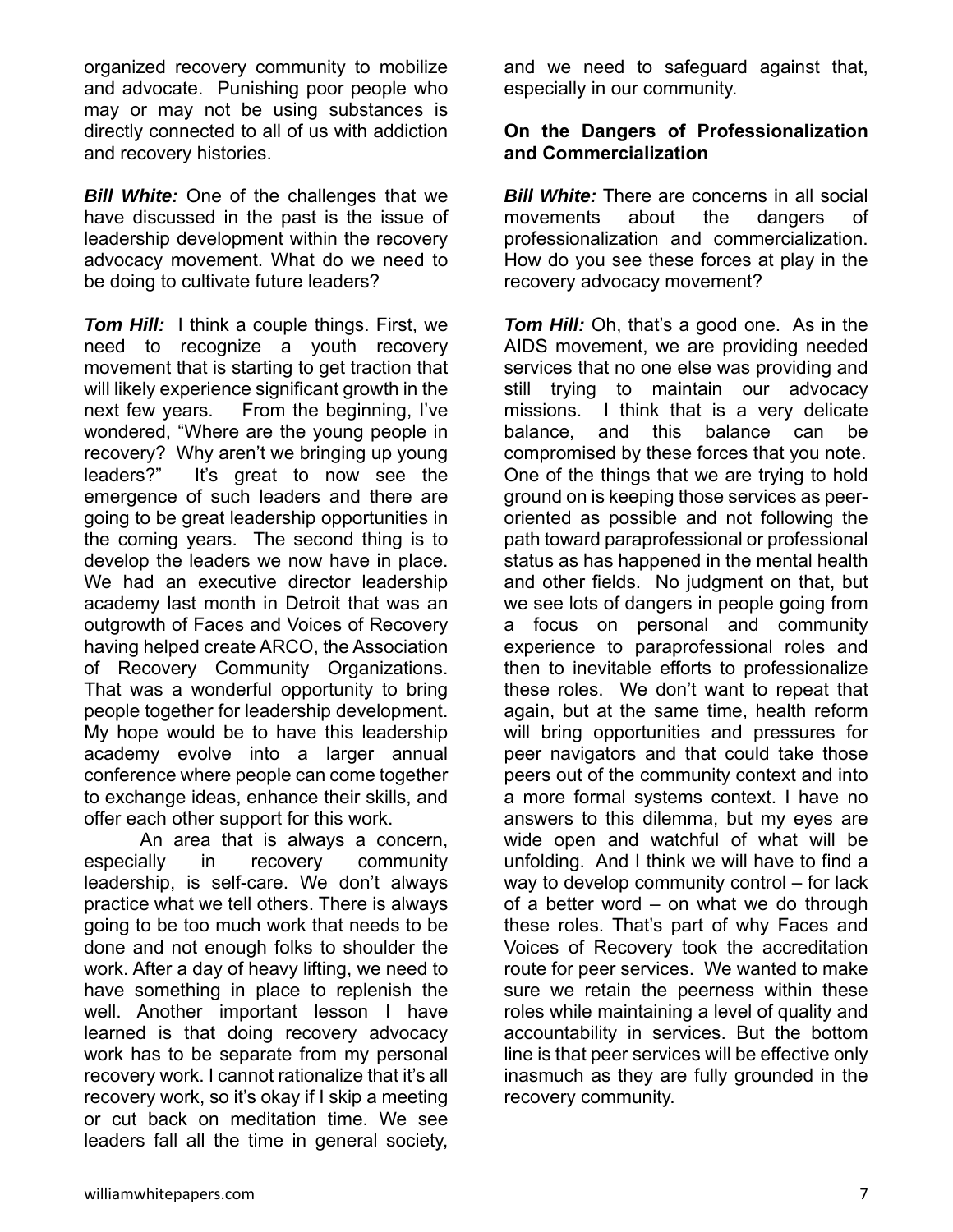organized recovery community to mobilize and advocate. Punishing poor people who may or may not be using substances is directly connected to all of us with addiction and recovery histories.

***Bill White:*** One of the challenges that we have discussed in the past is the issue of leadership development within the recovery advocacy movement. What do we need to be doing to cultivate future leaders?

***Tom Hill:*** I think a couple things. First, we need to recognize a youth recovery movement that is starting to get traction that will likely experience significant growth in the next few years. From the beginning, I've wondered, "Where are the young people in recovery? Why aren't we bringing up young leaders?" It's great to now see the emergence of such leaders and there are going to be great leadership opportunities in the coming years. The second thing is to develop the leaders we now have in place. We had an executive director leadership academy last month in Detroit that was an outgrowth of Faces and Voices of Recovery having helped create ARCO, the Association of Recovery Community Organizations. That was a wonderful opportunity to bring people together for leadership development. My hope would be to have this leadership academy evolve into a larger annual conference where people can come together to exchange ideas, enhance their skills, and offer each other support for this work.

An area that is always a concern, especially in recovery community leadership, is self-care. We don't always practice what we tell others. There is always going to be too much work that needs to be done and not enough folks to shoulder the work. After a day of heavy lifting, we need to have something in place to replenish the well. Another important lesson I have learned is that doing recovery advocacy work has to be separate from my personal recovery work. I cannot rationalize that it's all recovery work, so it's okay if I skip a meeting or cut back on meditation time. We see leaders fall all the time in general society, and we need to safeguard against that, especially in our community.

**On the Dangers of Professionalization and Commercialization**

***Bill White:*** There are concerns in all social movements about the dangers of professionalization and commercialization. How do you see these forces at play in the recovery advocacy movement?

***Tom Hill:*** Oh, that's a good one. As in the AIDS movement, we are providing needed services that no one else was providing and still trying to maintain our advocacy missions. I think that is a very delicate balance, and this balance can be compromised by these forces that you note. One of the things that we are trying to hold ground on is keeping those services as peer-oriented as possible and not following the path toward paraprofessional or professional status as has happened in the mental health and other fields. No judgment on that, but we see lots of dangers in people going from a focus on personal and community experience to paraprofessional roles and then to inevitable efforts to professionalize these roles. We don't want to repeat that again, but at the same time, health reform will bring opportunities and pressures for peer navigators and that could take those peers out of the community context and into a more formal systems context. I have no answers to this dilemma, but my eyes are wide open and watchful of what will be unfolding. And I think we will have to find a way to develop community control – for lack of a better word – on what we do through these roles. That's part of why Faces and Voices of Recovery took the accreditation route for peer services. We wanted to make sure we retain the peerness within these roles while maintaining a level of quality and accountability in services. But the bottom line is that peer services will be effective only inasmuch as they are fully grounded in the recovery community.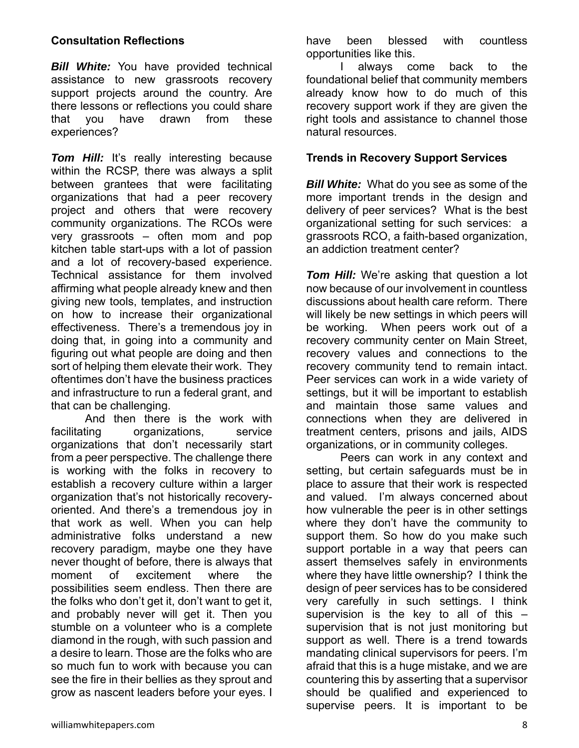## Consultation Reflections

***Bill White:*** You have provided technical assistance to new grassroots recovery support projects around the country. Are there lessons or reflections you could share that you have drawn from these experiences?

***Tom Hill:*** It's really interesting because within the RCSP, there was always a split between grantees that were facilitating organizations that had a peer recovery project and others that were recovery community organizations. The RCOs were very grassroots – often mom and pop kitchen table start-ups with a lot of passion and a lot of recovery-based experience. Technical assistance for them involved affirming what people already knew and then giving new tools, templates, and instruction on how to increase their organizational effectiveness. There's a tremendous joy in doing that, in going into a community and figuring out what people are doing and then sort of helping them elevate their work. They oftentimes don't have the business practices and infrastructure to run a federal grant, and that can be challenging.

And then there is the work with facilitating organizations, service organizations that don't necessarily start from a peer perspective. The challenge there is working with the folks in recovery to establish a recovery culture within a larger organization that's not historically recovery-oriented. And there's a tremendous joy in that work as well. When you can help administrative folks understand a new recovery paradigm, maybe one they have never thought of before, there is always that moment of excitement where the possibilities seem endless. Then there are the folks who don't get it, don't want to get it, and probably never will get it. Then you stumble on a volunteer who is a complete diamond in the rough, with such passion and a desire to learn. Those are the folks who are so much fun to work with because you can see the fire in their bellies as they sprout and grow as nascent leaders before your eyes. I have been blessed with countless opportunities like this.

I always come back to the foundational belief that community members already know how to do much of this recovery support work if they are given the right tools and assistance to channel those natural resources.

## Trends in Recovery Support Services

***Bill White:*** What do you see as some of the more important trends in the design and delivery of peer services? What is the best organizational setting for such services: a grassroots RCO, a faith-based organization, an addiction treatment center?

***Tom Hill:*** We're asking that question a lot now because of our involvement in countless discussions about health care reform. There will likely be new settings in which peers will be working. When peers work out of a recovery community center on Main Street, recovery values and connections to the recovery community tend to remain intact. Peer services can work in a wide variety of settings, but it will be important to establish and maintain those same values and connections when they are delivered in treatment centers, prisons and jails, AIDS organizations, or in community colleges.

Peers can work in any context and setting, but certain safeguards must be in place to assure that their work is respected and valued. I'm always concerned about how vulnerable the peer is in other settings where they don't have the community to support them. So how do you make such support portable in a way that peers can assert themselves safely in environments where they have little ownership? I think the design of peer services has to be considered very carefully in such settings. I think supervision is the key to all of this – supervision that is not just monitoring but support as well. There is a trend towards mandating clinical supervisors for peers. I'm afraid that this is a huge mistake, and we are countering this by asserting that a supervisor should be qualified and experienced to supervise peers. It is important to be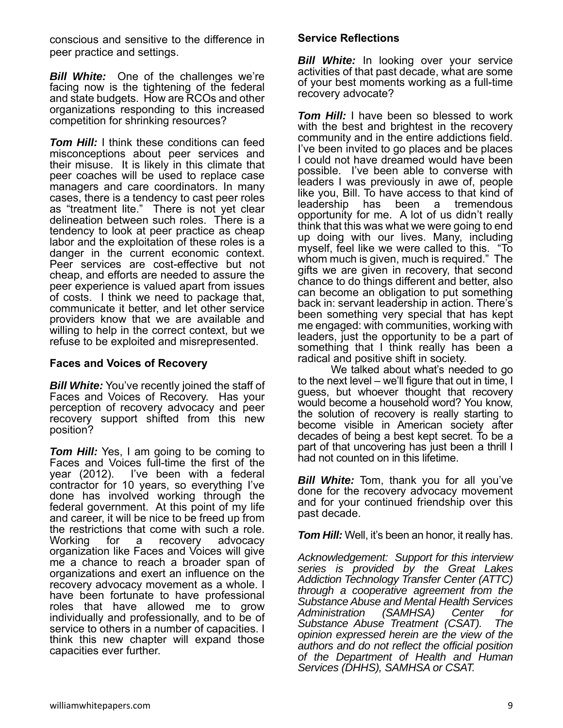conscious and sensitive to the difference in peer practice and settings.

***Bill White:*** One of the challenges we're facing now is the tightening of the federal and state budgets. How are RCOs and other organizations responding to this increased competition for shrinking resources?

***Tom Hill:*** I think these conditions can feed misconceptions about peer services and their misuse. It is likely in this climate that peer coaches will be used to replace case managers and care coordinators. In many cases, there is a tendency to cast peer roles as "treatment lite." There is not yet clear delineation between such roles. There is a tendency to look at peer practice as cheap labor and the exploitation of these roles is a danger in the current economic context. Peer services are cost-effective but not cheap, and efforts are needed to assure the peer experience is valued apart from issues of costs. I think we need to package that, communicate it better, and let other service providers know that we are available and willing to help in the correct context, but we refuse to be exploited and misrepresented.

**Faces and Voices of Recovery**

***Bill White:*** You've recently joined the staff of Faces and Voices of Recovery. Has your perception of recovery advocacy and peer recovery support shifted from this new position?

***Tom Hill:*** Yes, I am going to be coming to Faces and Voices full-time the first of the year (2012). I've been with a federal contractor for 10 years, so everything I've done has involved working through the federal government. At this point of my life and career, it will be nice to be freed up from the restrictions that come with such a role. Working for a recovery advocacy organization like Faces and Voices will give me a chance to reach a broader span of organizations and exert an influence on the recovery advocacy movement as a whole. I have been fortunate to have professional roles that have allowed me to grow individually and professionally, and to be of service to others in a number of capacities. I think this new chapter will expand those capacities ever further.

**Service Reflections**

***Bill White:*** In looking over your service activities of that past decade, what are some of your best moments working as a full-time recovery advocate?

***Tom Hill:*** I have been so blessed to work with the best and brightest in the recovery community and in the entire addictions field. I've been invited to go places and be places I could not have dreamed would have been possible. I've been able to converse with leaders I was previously in awe of, people like you, Bill. To have access to that kind of leadership has been a tremendous opportunity for me. A lot of us didn't really think that this was what we were going to end up doing with our lives. Many, including myself, feel like we were called to this. "To whom much is given, much is required." The gifts we are given in recovery, that second chance to do things different and better, also can become an obligation to put something back in: servant leadership in action. There's been something very special that has kept me engaged: with communities, working with leaders, just the opportunity to be a part of something that I think really has been a radical and positive shift in society.

We talked about what's needed to go to the next level – we'll figure that out in time, I guess, but whoever thought that recovery would become a household word? You know, the solution of recovery is really starting to become visible in American society after decades of being a best kept secret. To be a part of that uncovering has just been a thrill I had not counted on in this lifetime.

***Bill White:*** Tom, thank you for all you've done for the recovery advocacy movement and for your continued friendship over this past decade.

***Tom Hill:*** Well, it's been an honor, it really has.

*Acknowledgement: Support for this interview series is provided by the Great Lakes Addiction Technology Transfer Center (ATTC) through a cooperative agreement from the Substance Abuse and Mental Health Services Administration (SAMHSA) Center for Substance Abuse Treatment (CSAT). The opinion expressed herein are the view of the authors and do not reflect the official position of the Department of Health and Human Services (DHHS), SAMHSA or CSAT.*